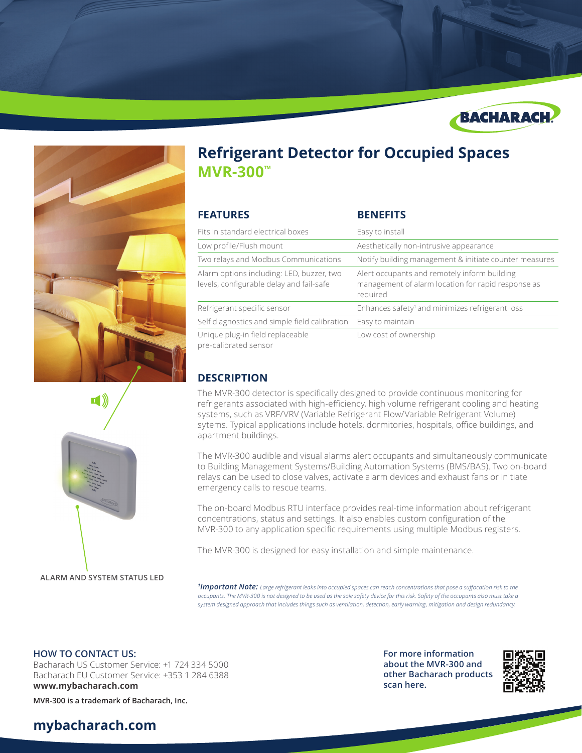# Refrigerant Detector for Occupied Spaces

## MVR-300™

| FEATURES | BENEFITS |
|---|---|
| Fits in standard electrical boxes | Easy to install |
| Low profile/Flush mount | Aesthetically non-intrusive appearance |
| Two relays and Modbus Communications | Notify building management & initiate counter measures |
| Alarm options including: LED, buzzer, two levels, configurable delay and fail-safe | Alert occupants and remotely inform building management of alarm location for rapid response as required |
| Refrigerant specific sensor | Enhances safety[1] and minimizes refrigerant loss |
| Self diagnostics and simple field calibration | Easy to maintain |
| Unique plug-in field replaceable pre-calibrated sensor | Low cost of ownership |

ALARM AND SYSTEM STATUS LED

## DESCRIPTION

The MVR-300 detector is specifically designed to provide continuous monitoring for refrigerants associated with high-efficiency, high volume refrigerant cooling and heating systems, such as VRF/VRV (Variable Refrigerant Flow/Variable Refrigerant Volume) sytems. Typical applications include hotels, dormitories, hospitals, office buildings, and apartment buildings.

The MVR-300 audible and visual alarms alert occupants and simultaneously communicate to Building Management Systems/Building Automation Systems (BMS/BAS). Two on-board relays can be used to close valves, activate alarm devices and exhaust fans or initiate emergency calls to rescue teams.

The on-board Modbus RTU interface provides real-time information about refrigerant concentrations, status and settings. It also enables custom configuration of the MVR-300 to any application specific requirements using multiple Modbus registers.

The MVR-300 is designed for easy installation and simple maintenance.

[1]***Important Note:*** *Large refrigerant leaks into occupied spaces can reach concentrations that pose a suffocation risk to the occupants. The MVR-300 is not designed to be used as the sole safety device for this risk. Safety of the occupants also must take a system designed approach that includes things such as ventilation, detection, early warning, mitigation and design redundancy.*

### HOW TO CONTACT US:

Bacharach US Customer Service: +1 724 334 5000
Bacharach EU Customer Service: +353 1 284 6388
**www.mybacharach.com**

**MVR-300 is a trademark of Bacharach, Inc.**

**For more information about the MVR-300 and other Bacharach products scan here.**

**mybacharach.com**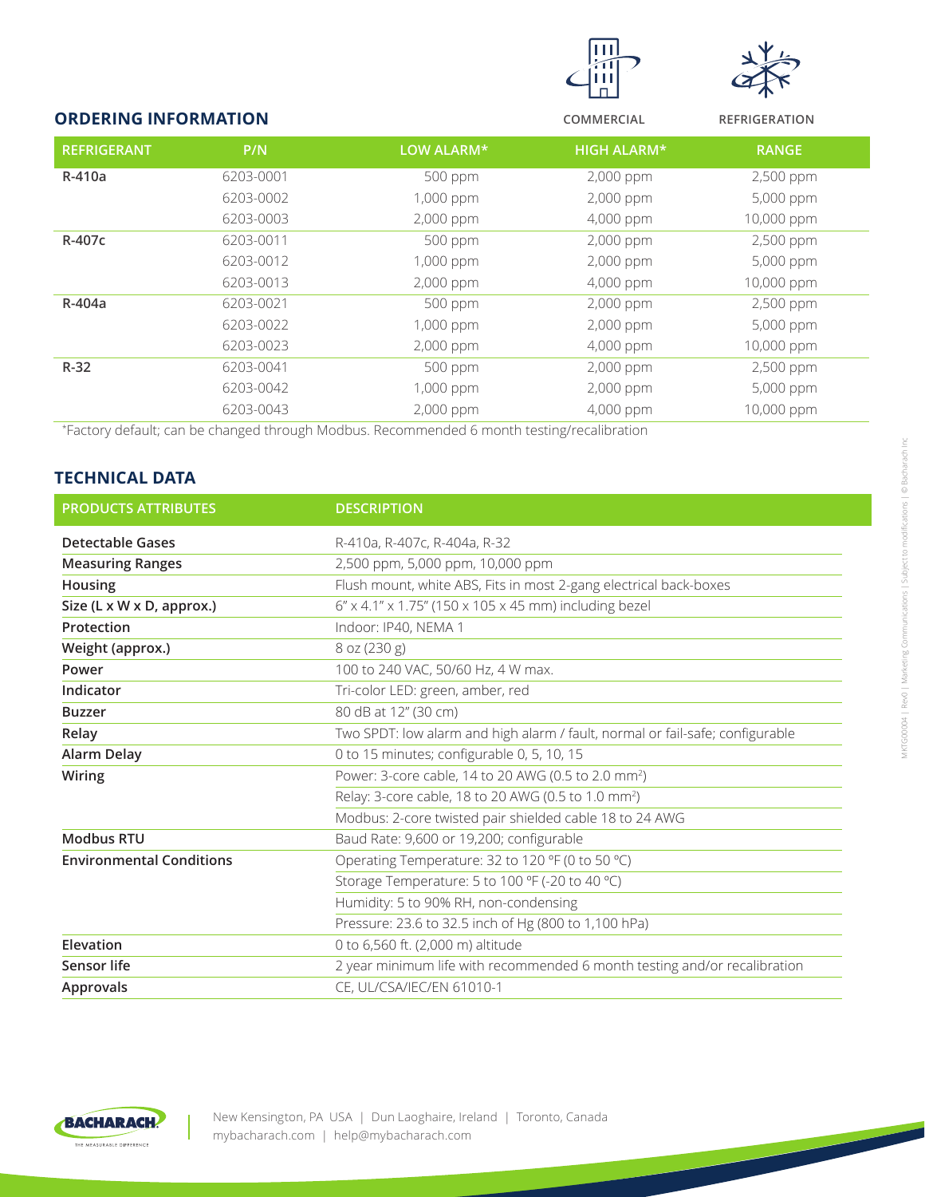COMMERCIAL REFRIGERATION

## ORDERING INFORMATION

| REFRIGERANT | P/N | LOW ALARM* | HIGH ALARM* | RANGE |
|---|---|---|---|---|
| **R-410a** | 6203-0001 | 500 ppm | 2,000 ppm | 2,500 ppm |
| | 6203-0002 | 1,000 ppm | 2,000 ppm | 5,000 ppm |
| | 6203-0003 | 2,000 ppm | 4,000 ppm | 10,000 ppm |
| **R-407c** | 6203-0011 | 500 ppm | 2,000 ppm | 2,500 ppm |
| | 6203-0012 | 1,000 ppm | 2,000 ppm | 5,000 ppm |
| | 6203-0013 | 2,000 ppm | 4,000 ppm | 10,000 ppm |
| **R-404a** | 6203-0021 | 500 ppm | 2,000 ppm | 2,500 ppm |
| | 6203-0022 | 1,000 ppm | 2,000 ppm | 5,000 ppm |
| | 6203-0023 | 2,000 ppm | 4,000 ppm | 10,000 ppm |
| **R-32** | 6203-0041 | 500 ppm | 2,000 ppm | 2,500 ppm |
| | 6203-0042 | 1,000 ppm | 2,000 ppm | 5,000 ppm |
| | 6203-0043 | 2,000 ppm | 4,000 ppm | 10,000 ppm |

*Factory default; can be changed through Modbus. Recommended 6 month testing/recalibration

## TECHNICAL DATA

| PRODUCTS ATTRIBUTES | DESCRIPTION |
|---|---|
| **Detectable Gases** | R-410a, R-407c, R-404a, R-32 |
| **Measuring Ranges** | 2,500 ppm, 5,000 ppm, 10,000 ppm |
| **Housing** | Flush mount, white ABS, Fits in most 2-gang electrical back-boxes |
| **Size (L x W x D, approx.)** | 6" x 4.1" x 1.75" (150 x 105 x 45 mm) including bezel |
| **Protection** | Indoor: IP40, NEMA 1 |
| **Weight (approx.)** | 8 oz (230 g) |
| **Power** | 100 to 240 VAC, 50/60 Hz, 4 W max. |
| **Indicator** | Tri-color LED: green, amber, red |
| **Buzzer** | 80 dB at 12" (30 cm) |
| **Relay** | Two SPDT: low alarm and high alarm / fault, normal or fail-safe; configurable |
| **Alarm Delay** | 0 to 15 minutes; configurable 0, 5, 10, 15 |
| **Wiring** | Power: 3-core cable, 14 to 20 AWG (0.5 to 2.0 mm$^2$) |
| | Relay: 3-core cable, 18 to 20 AWG (0.5 to 1.0 mm$^2$) |
| | Modbus: 2-core twisted pair shielded cable 18 to 24 AWG |
| **Modbus RTU** | Baud Rate: 9,600 or 19,200; configurable |
| **Environmental Conditions** | Operating Temperature: 32 to 120 °F (0 to 50 °C) |
| | Storage Temperature: 5 to 100 °F (-20 to 40 °C) |
| | Humidity: 5 to 90% RH, non-condensing |
| | Pressure: 23.6 to 32.5 inch of Hg (800 to 1,100 hPa) |
| **Elevation** | 0 to 6,560 ft. (2,000 m) altitude |
| **Sensor life** | 2 year minimum life with recommended 6 month testing and/or recalibration |
| **Approvals** | CE, UL/CSA/IEC/EN 61010-1 |

MKTG0004 | Rev0 | Marketing Communications | Subject to modifications | © Bacharach Inc

BACHARACH THE MEASURABLE DIFFERENCE

New Kensington, PA USA | Dun Laoghaire, Ireland | Toronto, Canada
mybacharach.com | help@mybacharach.com